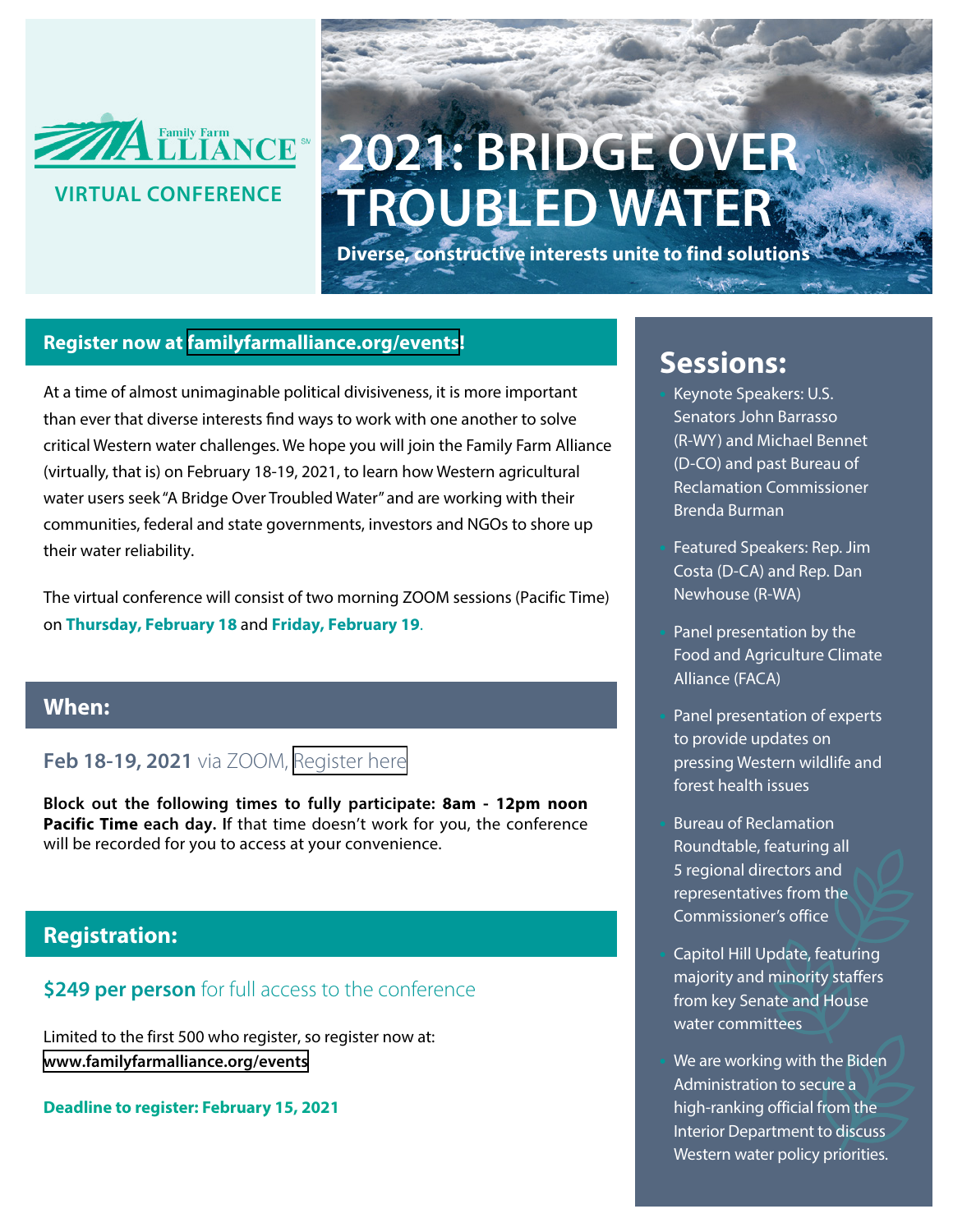Family Farm Alliance

VIRTUAL CONFERENCE

# 2021: BRIDGE OVER TROUBLED WATER

**Diverse, constructive interests unite to find solutions**

## Register now at familyfarmalliance.org/events!

At a time of almost unimaginable political divisiveness, it is more important than ever that diverse interests find ways to work with one another to solve critical Western water challenges. We hope you will join the Family Farm Alliance (virtually, that is) on February 18-19, 2021, to learn how Western agricultural water users seek "A Bridge Over Troubled Water" and are working with their communities, federal and state governments, investors and NGOs to shore up their water reliability.

The virtual conference will consist of two morning ZOOM sessions (Pacific Time) on **Thursday, February 18** and **Friday, February 19**.

## When:

**Feb 18-19, 2021** via ZOOM, Register here

**Block out the following times to fully participate: 8am - 12pm noon Pacific Time each day.** If that time doesn't work for you, the conference will be recorded for you to access at your convenience.

## Registration:

**$249 per person** for full access to the conference

Limited to the first 500 who register, so register now at: www.familyfarmalliance.org/events

**Deadline to register: February 15, 2021**

## Sessions:

- Keynote Speakers: U.S. Senators John Barrasso (R-WY) and Michael Bennet (D-CO) and past Bureau of Reclamation Commissioner Brenda Burman
- Featured Speakers: Rep. Jim Costa (D-CA) and Rep. Dan Newhouse (R-WA)
- Panel presentation by the Food and Agriculture Climate Alliance (FACA)
- Panel presentation of experts to provide updates on pressing Western wildlife and forest health issues
- Bureau of Reclamation Roundtable, featuring all 5 regional directors and representatives from the Commissioner's office
- Capitol Hill Update, featuring majority and minority staffers from key Senate and House water committees
- We are working with the Biden Administration to secure a high-ranking official from the Interior Department to discuss Western water policy priorities.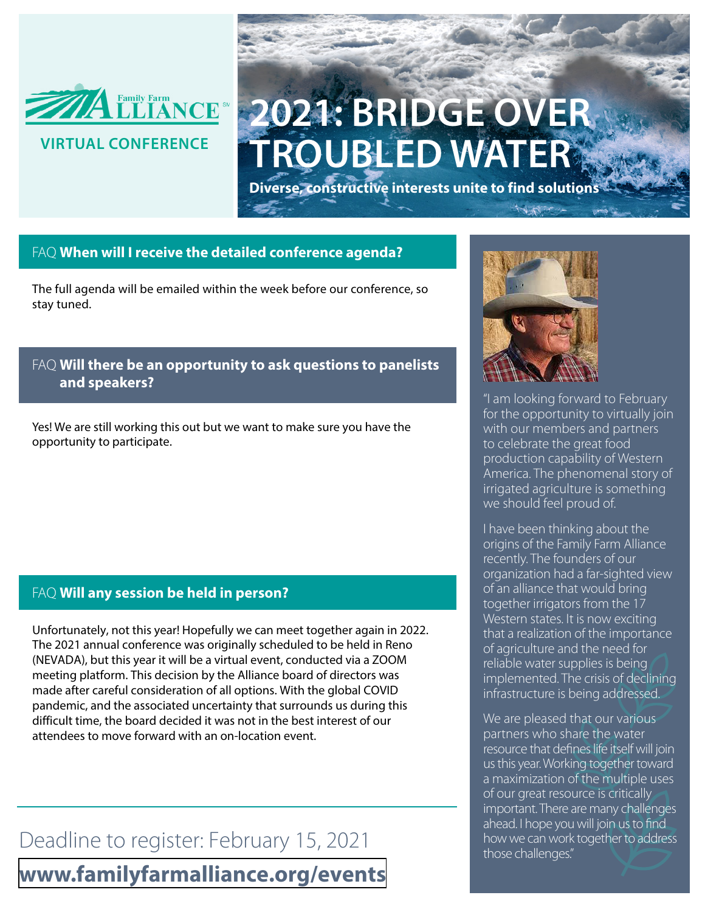Family Farm Alliance

VIRTUAL CONFERENCE

# 2021: BRIDGE OVER TROUBLED WATER

**Diverse, constructive interests unite to find solutions**

## FAQ **When will I receive the detailed conference agenda?**

The full agenda will be emailed within the week before our conference, so stay tuned.

## FAQ **Will there be an opportunity to ask questions to panelists and speakers?**

Yes! We are still working this out but we want to make sure you have the opportunity to participate.

## FAQ **Will any session be held in person?**

Unfortunately, not this year! Hopefully we can meet together again in 2022. The 2021 annual conference was originally scheduled to be held in Reno (NEVADA), but this year it will be a virtual event, conducted via a ZOOM meeting platform. This decision by the Alliance board of directors was made after careful consideration of all options. With the global COVID pandemic, and the associated uncertainty that surrounds us during this difficult time, the board decided it was not in the best interest of our attendees to move forward with an on-location event.

Deadline to register: February 15, 2021

**www.familyfarmalliance.org/events**

"I am looking forward to February for the opportunity to virtually join with our members and partners to celebrate the great food production capability of Western America. The phenomenal story of irrigated agriculture is something we should feel proud of.

I have been thinking about the origins of the Family Farm Alliance recently. The founders of our organization had a far-sighted view of an alliance that would bring together irrigators from the 17 Western states. It is now exciting that a realization of the importance of agriculture and the need for reliable water supplies is being implemented. The crisis of declining infrastructure is being addressed.

We are pleased that our various partners who share the water resource that defines life itself will join us this year. Working together toward a maximization of the multiple uses of our great resource is critically important. There are many challenges ahead. I hope you will join us to find how we can work together to address those challenges."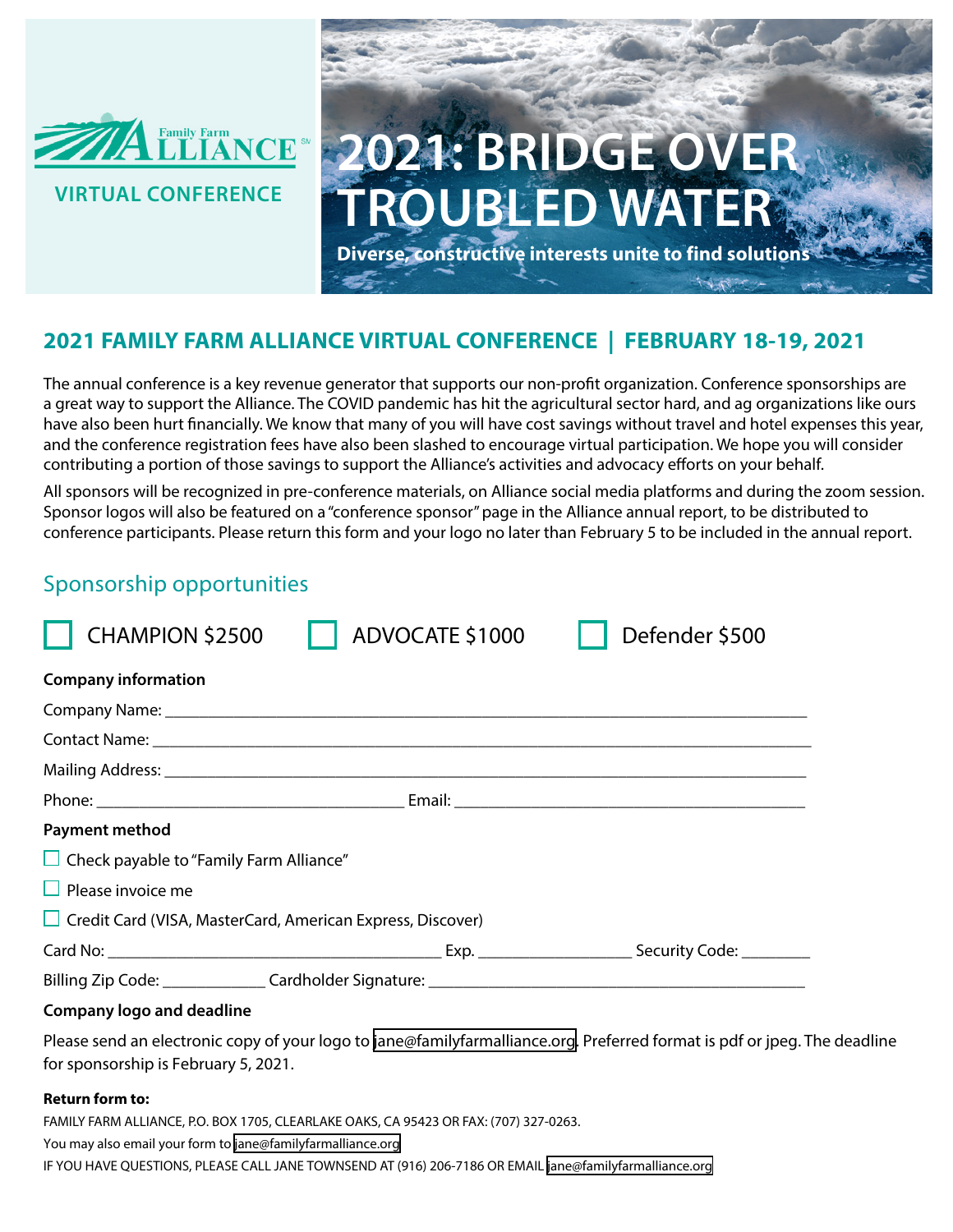Family Farm ALLIANCE

VIRTUAL CONFERENCE

# 2021: BRIDGE OVER TROUBLED WATER

**Diverse, constructive interests unite to find solutions**

## 2021 FAMILY FARM ALLIANCE VIRTUAL CONFERENCE | FEBRUARY 18-19, 2021

The annual conference is a key revenue generator that supports our non-profit organization. Conference sponsorships are a great way to support the Alliance. The COVID pandemic has hit the agricultural sector hard, and ag organizations like ours have also been hurt financially. We know that many of you will have cost savings without travel and hotel expenses this year, and the conference registration fees have also been slashed to encourage virtual participation. We hope you will consider contributing a portion of those savings to support the Alliance's activities and advocacy efforts on your behalf.

All sponsors will be recognized in pre-conference materials, on Alliance social media platforms and during the zoom session. Sponsor logos will also be featured on a "conference sponsor" page in the Alliance annual report, to be distributed to conference participants. Please return this form and your logo no later than February 5 to be included in the annual report.

## Sponsorship opportunities

☐ CHAMPION $2500 ☐ ADVOCATE $1000 ☐ Defender $500

**Company information**

Company Name: ______________________________________________

Contact Name: ______________________________________________

Mailing Address: ______________________________________________

Phone: ______________________ Email: ______________________

**Payment method**

☐ Check payable to "Family Farm Alliance"

☐ Please invoice me

☐ Credit Card (VISA, MasterCard, American Express, Discover)

Card No: ______________________ Exp. __________ Security Code: ________

Billing Zip Code: ____________ Cardholder Signature: ______________________

**Company logo and deadline**

Please send an electronic copy of your logo to jane@familyfarmalliance.org. Preferred format is pdf or jpeg. The deadline for sponsorship is February 5, 2021.

**Return form to:**

FAMILY FARM ALLIANCE, P.O. BOX 1705, CLEARLAKE OAKS, CA 95423 OR FAX: (707) 327-0263.

You may also email your form to jane@familyfarmalliance.org

IF YOU HAVE QUESTIONS, PLEASE CALL JANE TOWNSEND AT (916) 206-7186 OR EMAIL jane@familyfarmalliance.org